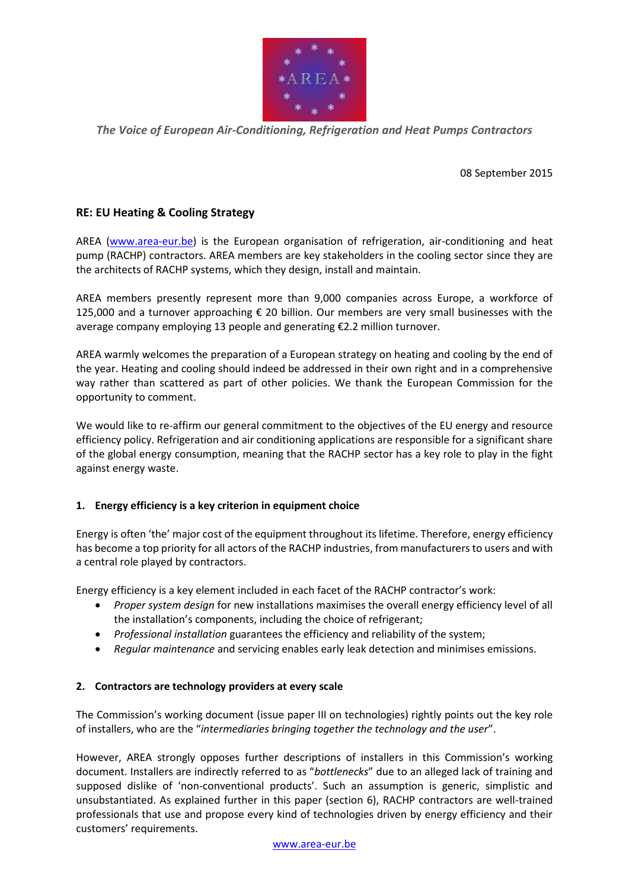*The Voice of European Air-Conditioning, Refrigeration and Heat Pumps Contractors*

08 September 2015

**RE: EU Heating & Cooling Strategy**

AREA (www.area-eur.be) is the European organisation of refrigeration, air-conditioning and heat pump (RACHP) contractors. AREA members are key stakeholders in the cooling sector since they are the architects of RACHP systems, which they design, install and maintain.

AREA members presently represent more than 9,000 companies across Europe, a workforce of 125,000 and a turnover approaching € 20 billion. Our members are very small businesses with the average company employing 13 people and generating €2.2 million turnover.

AREA warmly welcomes the preparation of a European strategy on heating and cooling by the end of the year. Heating and cooling should indeed be addressed in their own right and in a comprehensive way rather than scattered as part of other policies. We thank the European Commission for the opportunity to comment.

We would like to re-affirm our general commitment to the objectives of the EU energy and resource efficiency policy. Refrigeration and air conditioning applications are responsible for a significant share of the global energy consumption, meaning that the RACHP sector has a key role to play in the fight against energy waste.

## 1. Energy efficiency is a key criterion in equipment choice

Energy is often 'the' major cost of the equipment throughout its lifetime. Therefore, energy efficiency has become a top priority for all actors of the RACHP industries, from manufacturers to users and with a central role played by contractors.

Energy efficiency is a key element included in each facet of the RACHP contractor's work:

- *Proper system design* for new installations maximises the overall energy efficiency level of all the installation's components, including the choice of refrigerant;
- *Professional installation* guarantees the efficiency and reliability of the system;
- *Regular maintenance* and servicing enables early leak detection and minimises emissions.

## 2. Contractors are technology providers at every scale

The Commission's working document (issue paper III on technologies) rightly points out the key role of installers, who are the "*intermediaries bringing together the technology and the user*".

However, AREA strongly opposes further descriptions of installers in this Commission's working document. Installers are indirectly referred to as "*bottlenecks*" due to an alleged lack of training and supposed dislike of 'non-conventional products'. Such an assumption is generic, simplistic and unsubstantiated. As explained further in this paper (section 6), RACHP contractors are well-trained professionals that use and propose every kind of technologies driven by energy efficiency and their customers' requirements.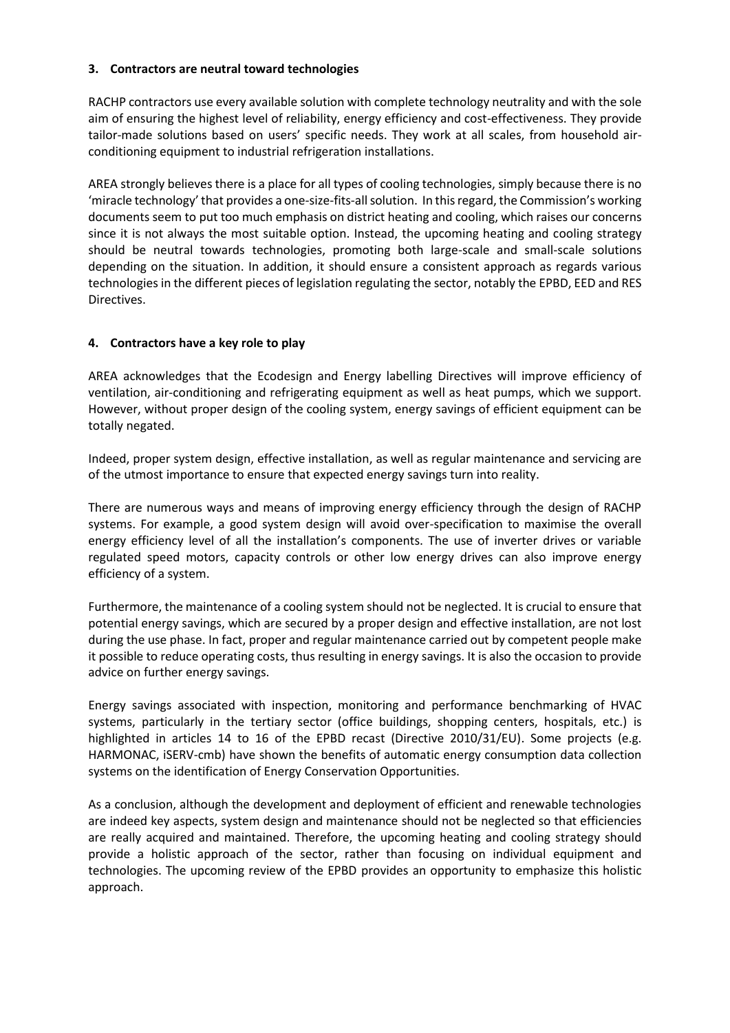### 3. Contractors are neutral toward technologies

RACHP contractors use every available solution with complete technology neutrality and with the sole aim of ensuring the highest level of reliability, energy efficiency and cost-effectiveness. They provide tailor-made solutions based on users' specific needs. They work at all scales, from household air-conditioning equipment to industrial refrigeration installations.

AREA strongly believes there is a place for all types of cooling technologies, simply because there is no 'miracle technology' that provides a one-size-fits-all solution. In this regard, the Commission's working documents seem to put too much emphasis on district heating and cooling, which raises our concerns since it is not always the most suitable option. Instead, the upcoming heating and cooling strategy should be neutral towards technologies, promoting both large-scale and small-scale solutions depending on the situation. In addition, it should ensure a consistent approach as regards various technologies in the different pieces of legislation regulating the sector, notably the EPBD, EED and RES Directives.

### 4. Contractors have a key role to play

AREA acknowledges that the Ecodesign and Energy labelling Directives will improve efficiency of ventilation, air-conditioning and refrigerating equipment as well as heat pumps, which we support. However, without proper design of the cooling system, energy savings of efficient equipment can be totally negated.

Indeed, proper system design, effective installation, as well as regular maintenance and servicing are of the utmost importance to ensure that expected energy savings turn into reality.

There are numerous ways and means of improving energy efficiency through the design of RACHP systems. For example, a good system design will avoid over-specification to maximise the overall energy efficiency level of all the installation's components. The use of inverter drives or variable regulated speed motors, capacity controls or other low energy drives can also improve energy efficiency of a system.

Furthermore, the maintenance of a cooling system should not be neglected. It is crucial to ensure that potential energy savings, which are secured by a proper design and effective installation, are not lost during the use phase. In fact, proper and regular maintenance carried out by competent people make it possible to reduce operating costs, thus resulting in energy savings. It is also the occasion to provide advice on further energy savings.

Energy savings associated with inspection, monitoring and performance benchmarking of HVAC systems, particularly in the tertiary sector (office buildings, shopping centers, hospitals, etc.) is highlighted in articles 14 to 16 of the EPBD recast (Directive 2010/31/EU). Some projects (e.g. HARMONAC, iSERV-cmb) have shown the benefits of automatic energy consumption data collection systems on the identification of Energy Conservation Opportunities.

As a conclusion, although the development and deployment of efficient and renewable technologies are indeed key aspects, system design and maintenance should not be neglected so that efficiencies are really acquired and maintained. Therefore, the upcoming heating and cooling strategy should provide a holistic approach of the sector, rather than focusing on individual equipment and technologies. The upcoming review of the EPBD provides an opportunity to emphasize this holistic approach.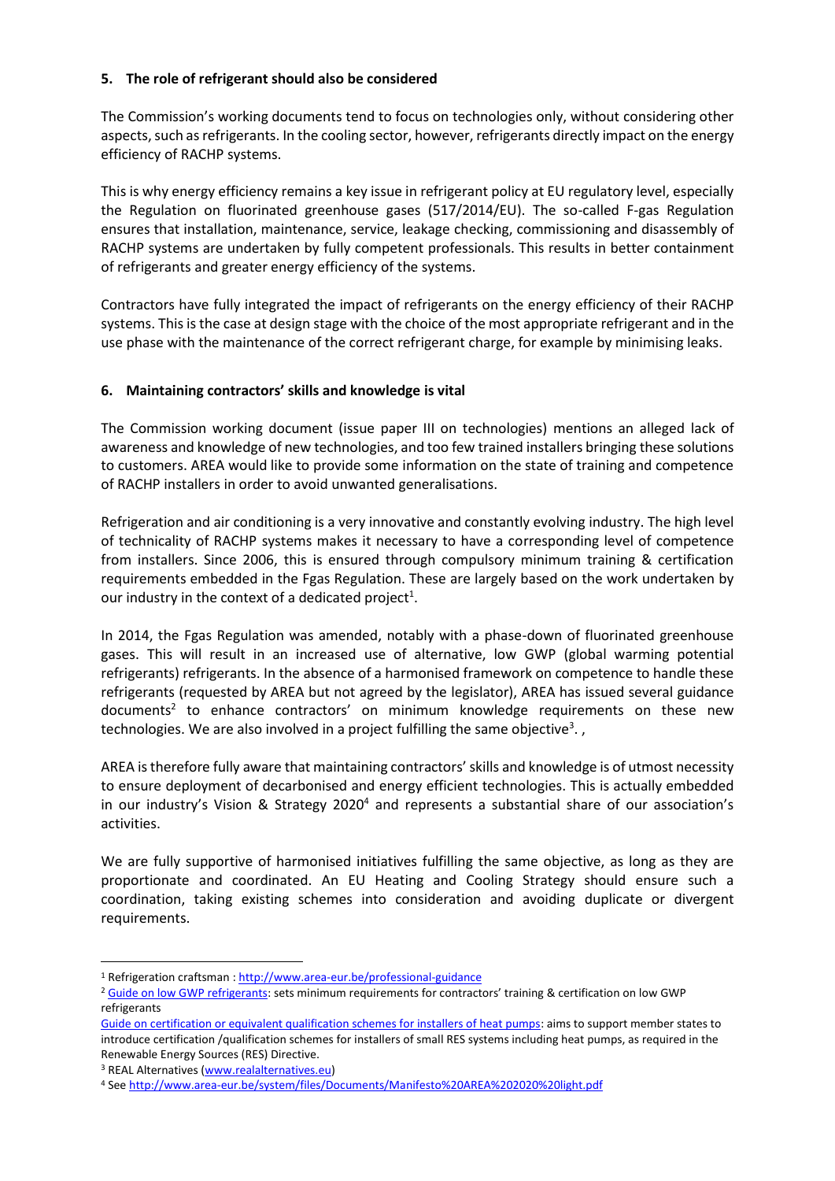## 5. The role of refrigerant should also be considered

The Commission's working documents tend to focus on technologies only, without considering other aspects, such as refrigerants. In the cooling sector, however, refrigerants directly impact on the energy efficiency of RACHP systems.

This is why energy efficiency remains a key issue in refrigerant policy at EU regulatory level, especially the Regulation on fluorinated greenhouse gases (517/2014/EU). The so-called F-gas Regulation ensures that installation, maintenance, service, leakage checking, commissioning and disassembly of RACHP systems are undertaken by fully competent professionals. This results in better containment of refrigerants and greater energy efficiency of the systems.

Contractors have fully integrated the impact of refrigerants on the energy efficiency of their RACHP systems. This is the case at design stage with the choice of the most appropriate refrigerant and in the use phase with the maintenance of the correct refrigerant charge, for example by minimising leaks.

## 6. Maintaining contractors' skills and knowledge is vital

The Commission working document (issue paper III on technologies) mentions an alleged lack of awareness and knowledge of new technologies, and too few trained installers bringing these solutions to customers. AREA would like to provide some information on the state of training and competence of RACHP installers in order to avoid unwanted generalisations.

Refrigeration and air conditioning is a very innovative and constantly evolving industry. The high level of technicality of RACHP systems makes it necessary to have a corresponding level of competence from installers. Since 2006, this is ensured through compulsory minimum training & certification requirements embedded in the Fgas Regulation. These are largely based on the work undertaken by our industry in the context of a dedicated project[1].

In 2014, the Fgas Regulation was amended, notably with a phase-down of fluorinated greenhouse gases. This will result in an increased use of alternative, low GWP (global warming potential refrigerants) refrigerants. In the absence of a harmonised framework on competence to handle these refrigerants (requested by AREA but not agreed by the legislator), AREA has issued several guidance documents[2] to enhance contractors' on minimum knowledge requirements on these new technologies. We are also involved in a project fulfilling the same objective[3]. ,

AREA is therefore fully aware that maintaining contractors' skills and knowledge is of utmost necessity to ensure deployment of decarbonised and energy efficient technologies. This is actually embedded in our industry's Vision & Strategy 2020[4] and represents a substantial share of our association's activities.

We are fully supportive of harmonised initiatives fulfilling the same objective, as long as they are proportionate and coordinated. An EU Heating and Cooling Strategy should ensure such a coordination, taking existing schemes into consideration and avoiding duplicate or divergent requirements.

---

[1] Refrigeration craftsman : http://www.area-eur.be/professional-guidance

[2] Guide on low GWP refrigerants: sets minimum requirements for contractors' training & certification on low GWP refrigerants

Guide on certification or equivalent qualification schemes for installers of heat pumps: aims to support member states to introduce certification /qualification schemes for installers of small RES systems including heat pumps, as required in the Renewable Energy Sources (RES) Directive.

[3] REAL Alternatives (www.realalternatives.eu)

[4] See http://www.area-eur.be/system/files/Documents/Manifesto%20AREA%202020%20light.pdf